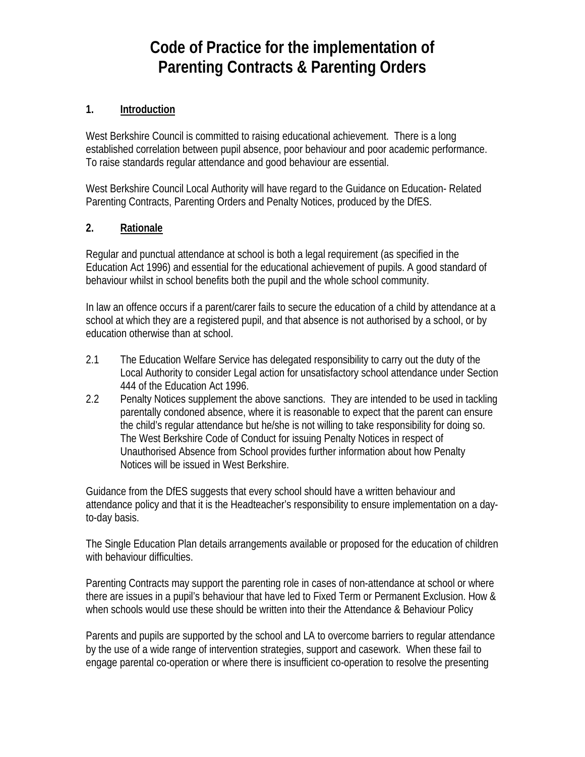# Code of Practice for the implementation of Parenting Contracts & Parenting Orders

## 1. Introduction

West Berkshire Council is committed to raising educational achievement. There is a long established correlation between pupil absence, poor behaviour and poor academic performance. To raise standards regular attendance and good behaviour are essential.

West Berkshire Council Local Authority will have regard to the Guidance on Education- Related Parenting Contracts, Parenting Orders and Penalty Notices, produced by the DfES.

## 2. Rationale

Regular and punctual attendance at school is both a legal requirement (as specified in the Education Act 1996) and essential for the educational achievement of pupils. A good standard of behaviour whilst in school benefits both the pupil and the whole school community.

In law an offence occurs if a parent/carer fails to secure the education of a child by attendance at a school at which they are a registered pupil, and that absence is not authorised by a school, or by education otherwise than at school.

2.1 The Education Welfare Service has delegated responsibility to carry out the duty of the Local Authority to consider Legal action for unsatisfactory school attendance under Section 444 of the Education Act 1996.

2.2 Penalty Notices supplement the above sanctions. They are intended to be used in tackling parentally condoned absence, where it is reasonable to expect that the parent can ensure the child's regular attendance but he/she is not willing to take responsibility for doing so. The West Berkshire Code of Conduct for issuing Penalty Notices in respect of Unauthorised Absence from School provides further information about how Penalty Notices will be issued in West Berkshire.

Guidance from the DfES suggests that every school should have a written behaviour and attendance policy and that it is the Headteacher's responsibility to ensure implementation on a day-to-day basis.

The Single Education Plan details arrangements available or proposed for the education of children with behaviour difficulties.

Parenting Contracts may support the parenting role in cases of non-attendance at school or where there are issues in a pupil's behaviour that have led to Fixed Term or Permanent Exclusion. How & when schools would use these should be written into their the Attendance & Behaviour Policy

Parents and pupils are supported by the school and LA to overcome barriers to regular attendance by the use of a wide range of intervention strategies, support and casework. When these fail to engage parental co-operation or where there is insufficient co-operation to resolve the presenting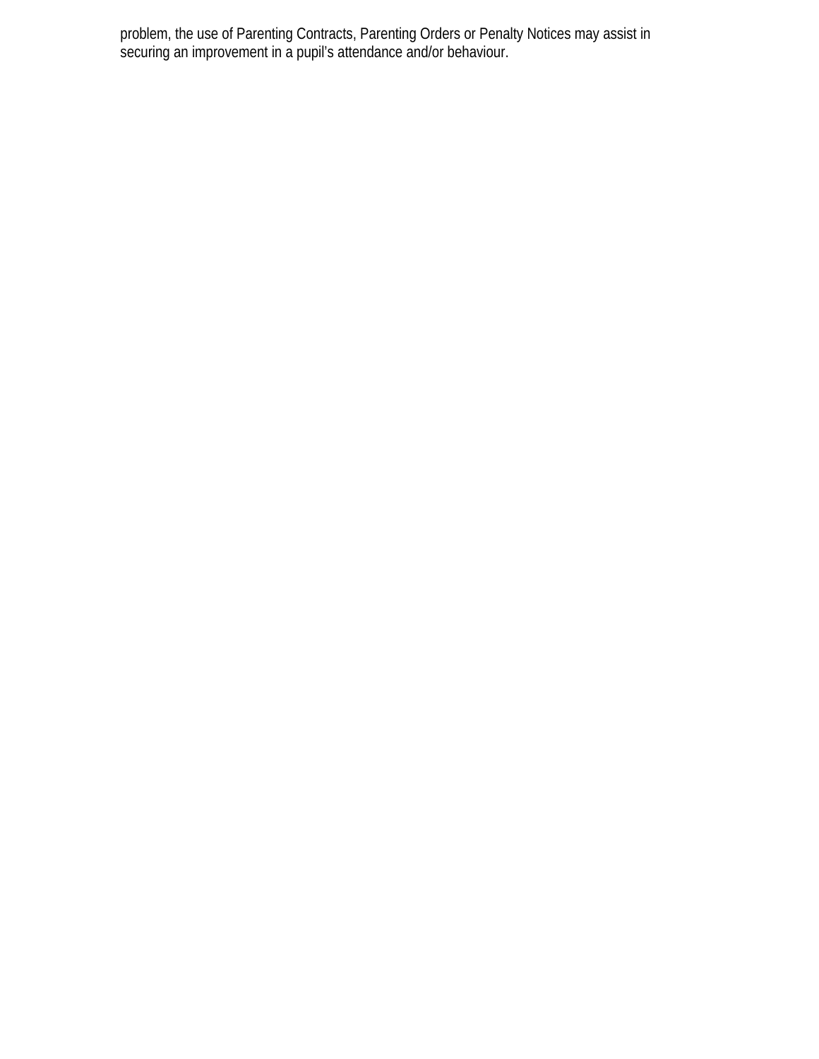problem, the use of Parenting Contracts, Parenting Orders or Penalty Notices may assist in securing an improvement in a pupil's attendance and/or behaviour.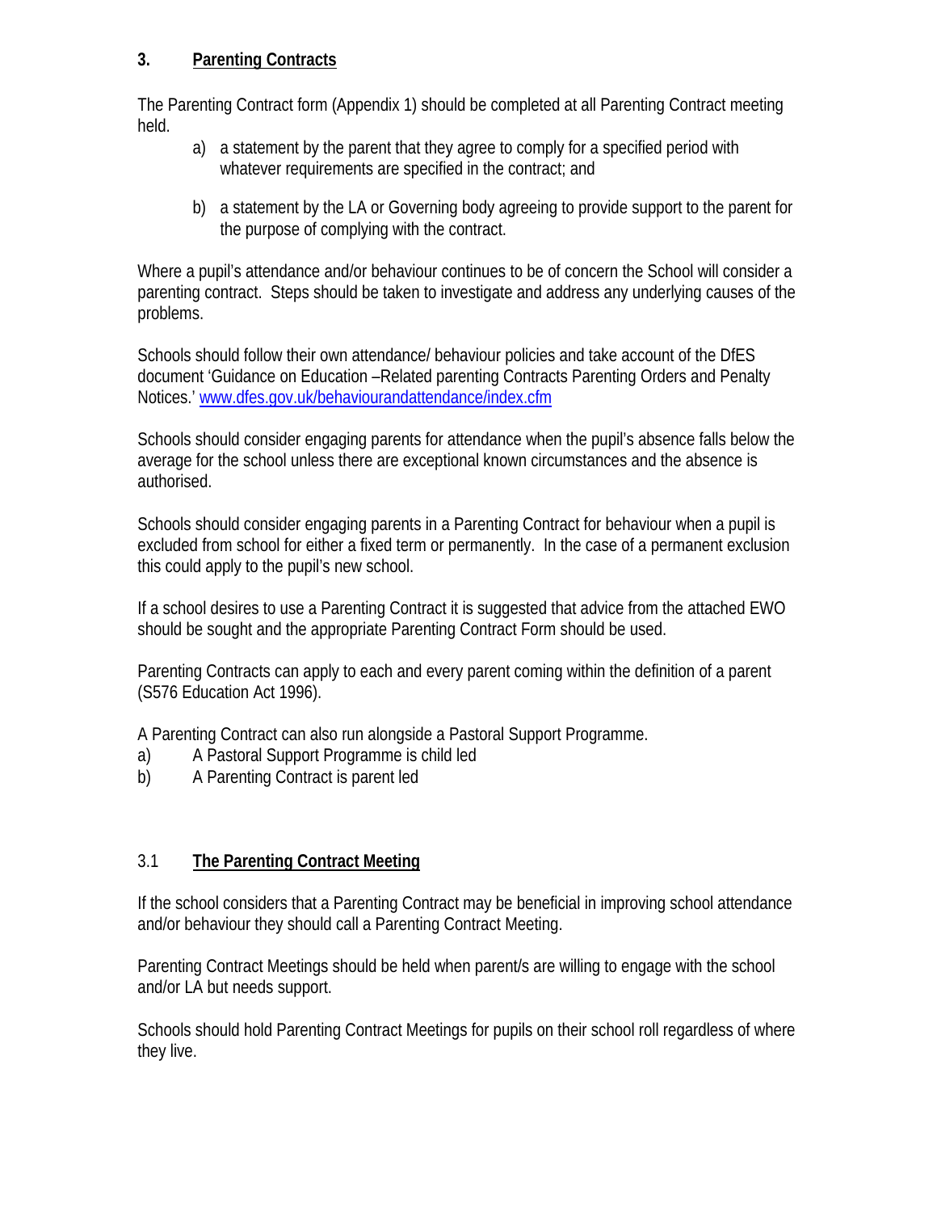## 3. Parenting Contracts

The Parenting Contract form (Appendix 1) should be completed at all Parenting Contract meeting held.

a) a statement by the parent that they agree to comply for a specified period with whatever requirements are specified in the contract; and

b) a statement by the LA or Governing body agreeing to provide support to the parent for the purpose of complying with the contract.

Where a pupil's attendance and/or behaviour continues to be of concern the School will consider a parenting contract. Steps should be taken to investigate and address any underlying causes of the problems.

Schools should follow their own attendance/ behaviour policies and take account of the DfES document 'Guidance on Education –Related parenting Contracts Parenting Orders and Penalty Notices.' [www.dfes.gov.uk/behaviourandattendance/index.cfm](www.dfes.gov.uk/behaviourandattendance/index.cfm)

Schools should consider engaging parents for attendance when the pupil's absence falls below the average for the school unless there are exceptional known circumstances and the absence is authorised.

Schools should consider engaging parents in a Parenting Contract for behaviour when a pupil is excluded from school for either a fixed term or permanently. In the case of a permanent exclusion this could apply to the pupil's new school.

If a school desires to use a Parenting Contract it is suggested that advice from the attached EWO should be sought and the appropriate Parenting Contract Form should be used.

Parenting Contracts can apply to each and every parent coming within the definition of a parent (S576 Education Act 1996).

A Parenting Contract can also run alongside a Pastoral Support Programme.

a) A Pastoral Support Programme is child led
b) A Parenting Contract is parent led

### 3.1 The Parenting Contract Meeting

If the school considers that a Parenting Contract may be beneficial in improving school attendance and/or behaviour they should call a Parenting Contract Meeting.

Parenting Contract Meetings should be held when parent/s are willing to engage with the school and/or LA but needs support.

Schools should hold Parenting Contract Meetings for pupils on their school roll regardless of where they live.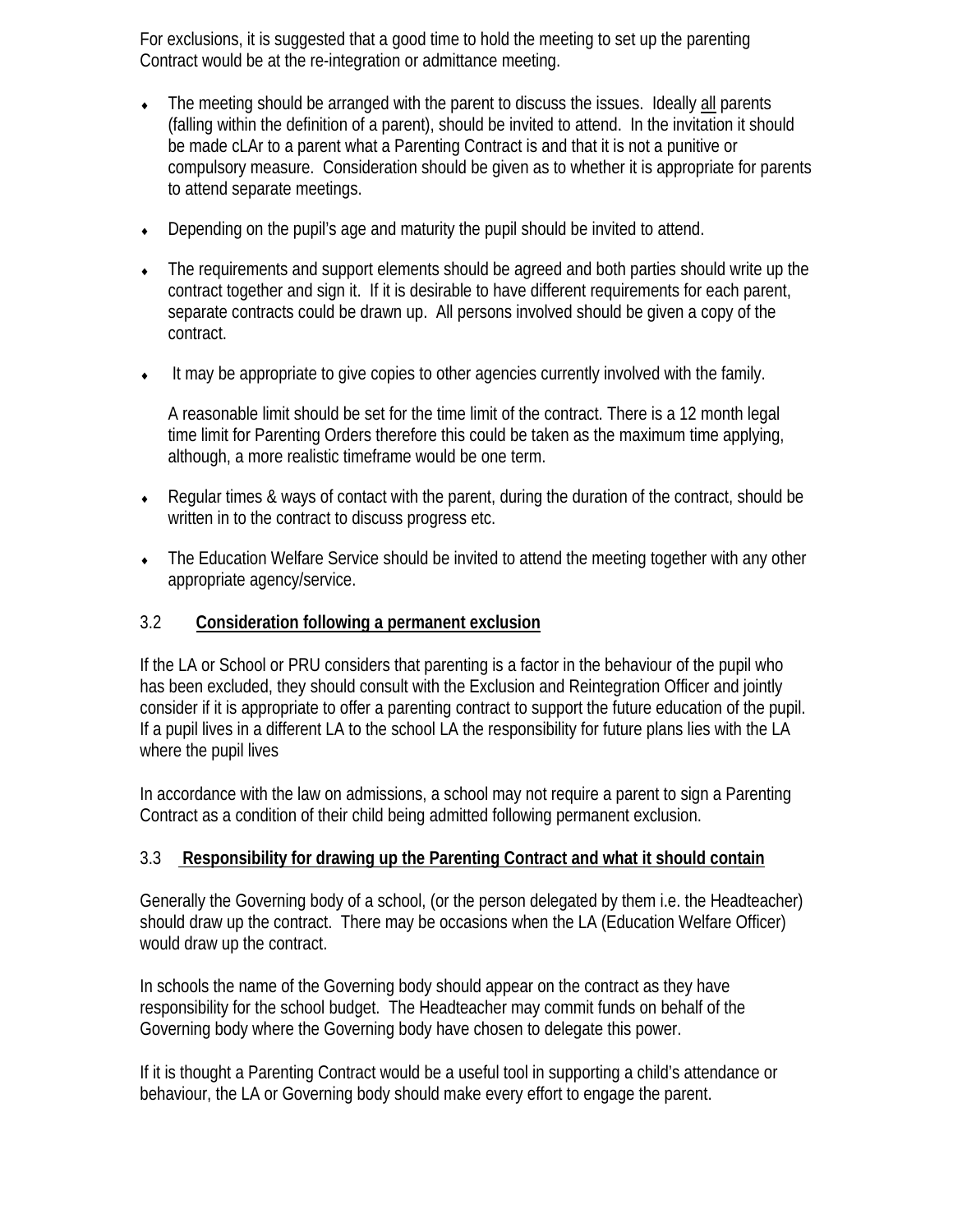For exclusions, it is suggested that a good time to hold the meeting to set up the parenting Contract would be at the re-integration or admittance meeting.

- The meeting should be arranged with the parent to discuss the issues. Ideally all parents (falling within the definition of a parent), should be invited to attend. In the invitation it should be made cLAr to a parent what a Parenting Contract is and that it is not a punitive or compulsory measure. Consideration should be given as to whether it is appropriate for parents to attend separate meetings.
- Depending on the pupil's age and maturity the pupil should be invited to attend.
- The requirements and support elements should be agreed and both parties should write up the contract together and sign it. If it is desirable to have different requirements for each parent, separate contracts could be drawn up. All persons involved should be given a copy of the contract.
- It may be appropriate to give copies to other agencies currently involved with the family.

  A reasonable limit should be set for the time limit of the contract. There is a 12 month legal time limit for Parenting Orders therefore this could be taken as the maximum time applying, although, a more realistic timeframe would be one term.

- Regular times & ways of contact with the parent, during the duration of the contract, should be written in to the contract to discuss progress etc.
- The Education Welfare Service should be invited to attend the meeting together with any other appropriate agency/service.

## 3.2 Consideration following a permanent exclusion

If the LA or School or PRU considers that parenting is a factor in the behaviour of the pupil who has been excluded, they should consult with the Exclusion and Reintegration Officer and jointly consider if it is appropriate to offer a parenting contract to support the future education of the pupil. If a pupil lives in a different LA to the school LA the responsibility for future plans lies with the LA where the pupil lives

In accordance with the law on admissions, a school may not require a parent to sign a Parenting Contract as a condition of their child being admitted following permanent exclusion.

## 3.3 Responsibility for drawing up the Parenting Contract and what it should contain

Generally the Governing body of a school, (or the person delegated by them i.e. the Headteacher) should draw up the contract. There may be occasions when the LA (Education Welfare Officer) would draw up the contract.

In schools the name of the Governing body should appear on the contract as they have responsibility for the school budget. The Headteacher may commit funds on behalf of the Governing body where the Governing body have chosen to delegate this power.

If it is thought a Parenting Contract would be a useful tool in supporting a child's attendance or behaviour, the LA or Governing body should make every effort to engage the parent.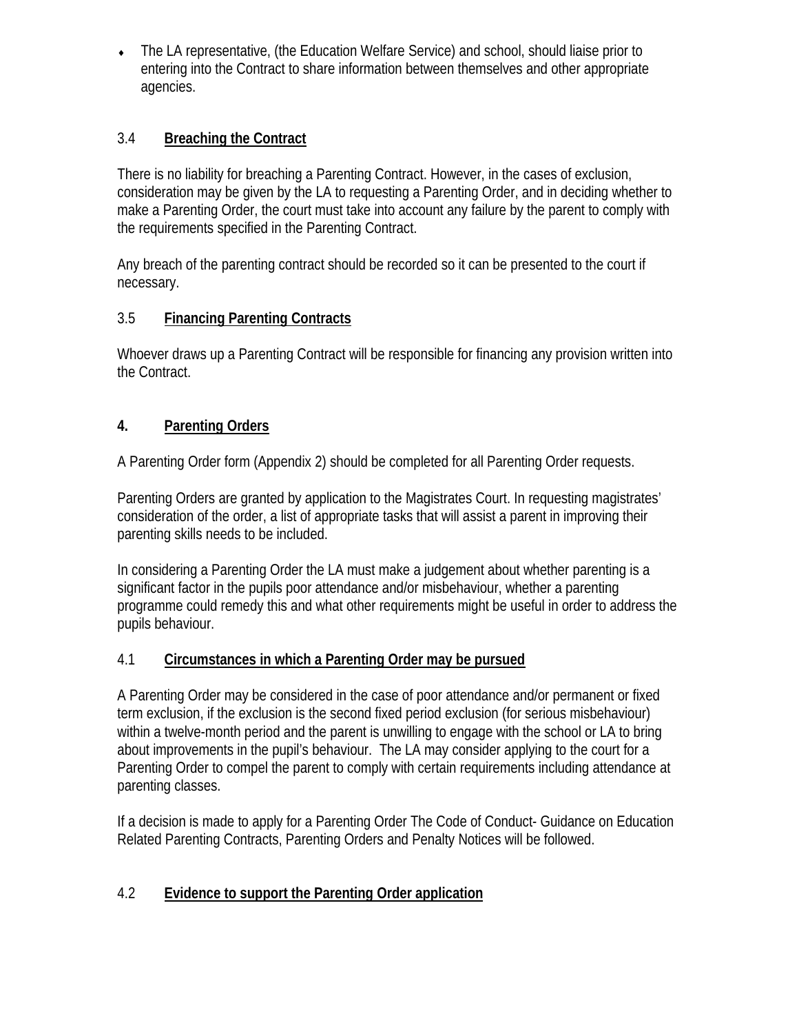- The LA representative, (the Education Welfare Service) and school, should liaise prior to entering into the Contract to share information between themselves and other appropriate agencies.

### 3.4 **Breaching the Contract**

There is no liability for breaching a Parenting Contract. However, in the cases of exclusion, consideration may be given by the LA to requesting a Parenting Order, and in deciding whether to make a Parenting Order, the court must take into account any failure by the parent to comply with the requirements specified in the Parenting Contract.

Any breach of the parenting contract should be recorded so it can be presented to the court if necessary.

### 3.5 **Financing Parenting Contracts**

Whoever draws up a Parenting Contract will be responsible for financing any provision written into the Contract.

## **4. Parenting Orders**

A Parenting Order form (Appendix 2) should be completed for all Parenting Order requests.

Parenting Orders are granted by application to the Magistrates Court. In requesting magistrates' consideration of the order, a list of appropriate tasks that will assist a parent in improving their parenting skills needs to be included.

In considering a Parenting Order the LA must make a judgement about whether parenting is a significant factor in the pupils poor attendance and/or misbehaviour, whether a parenting programme could remedy this and what other requirements might be useful in order to address the pupils behaviour.

### 4.1 **Circumstances in which a Parenting Order may be pursued**

A Parenting Order may be considered in the case of poor attendance and/or permanent or fixed term exclusion, if the exclusion is the second fixed period exclusion (for serious misbehaviour) within a twelve-month period and the parent is unwilling to engage with the school or LA to bring about improvements in the pupil's behaviour. The LA may consider applying to the court for a Parenting Order to compel the parent to comply with certain requirements including attendance at parenting classes.

If a decision is made to apply for a Parenting Order The Code of Conduct- Guidance on Education Related Parenting Contracts, Parenting Orders and Penalty Notices will be followed.

### 4.2 **Evidence to support the Parenting Order application**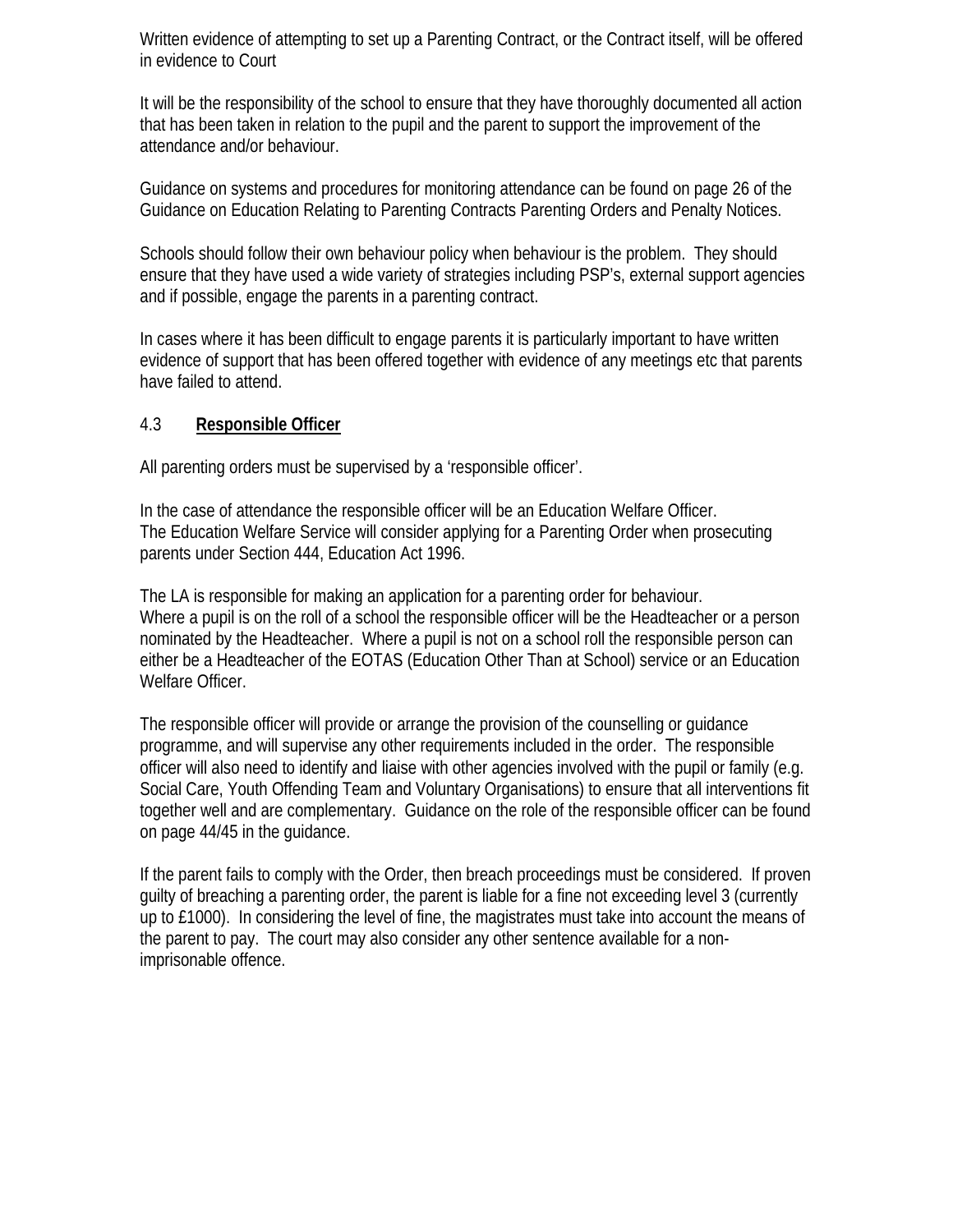Written evidence of attempting to set up a Parenting Contract, or the Contract itself, will be offered in evidence to Court

It will be the responsibility of the school to ensure that they have thoroughly documented all action that has been taken in relation to the pupil and the parent to support the improvement of the attendance and/or behaviour.

Guidance on systems and procedures for monitoring attendance can be found on page 26 of the Guidance on Education Relating to Parenting Contracts Parenting Orders and Penalty Notices.

Schools should follow their own behaviour policy when behaviour is the problem. They should ensure that they have used a wide variety of strategies including PSP's, external support agencies and if possible, engage the parents in a parenting contract.

In cases where it has been difficult to engage parents it is particularly important to have written evidence of support that has been offered together with evidence of any meetings etc that parents have failed to attend.

### 4.3 Responsible Officer

All parenting orders must be supervised by a 'responsible officer'.

In the case of attendance the responsible officer will be an Education Welfare Officer.
The Education Welfare Service will consider applying for a Parenting Order when prosecuting parents under Section 444, Education Act 1996.

The LA is responsible for making an application for a parenting order for behaviour.
Where a pupil is on the roll of a school the responsible officer will be the Headteacher or a person nominated by the Headteacher. Where a pupil is not on a school roll the responsible person can either be a Headteacher of the EOTAS (Education Other Than at School) service or an Education Welfare Officer.

The responsible officer will provide or arrange the provision of the counselling or guidance programme, and will supervise any other requirements included in the order. The responsible officer will also need to identify and liaise with other agencies involved with the pupil or family (e.g. Social Care, Youth Offending Team and Voluntary Organisations) to ensure that all interventions fit together well and are complementary. Guidance on the role of the responsible officer can be found on page 44/45 in the guidance.

If the parent fails to comply with the Order, then breach proceedings must be considered. If proven guilty of breaching a parenting order, the parent is liable for a fine not exceeding level 3 (currently up to £1000). In considering the level of fine, the magistrates must take into account the means of the parent to pay. The court may also consider any other sentence available for a non-imprisonable offence.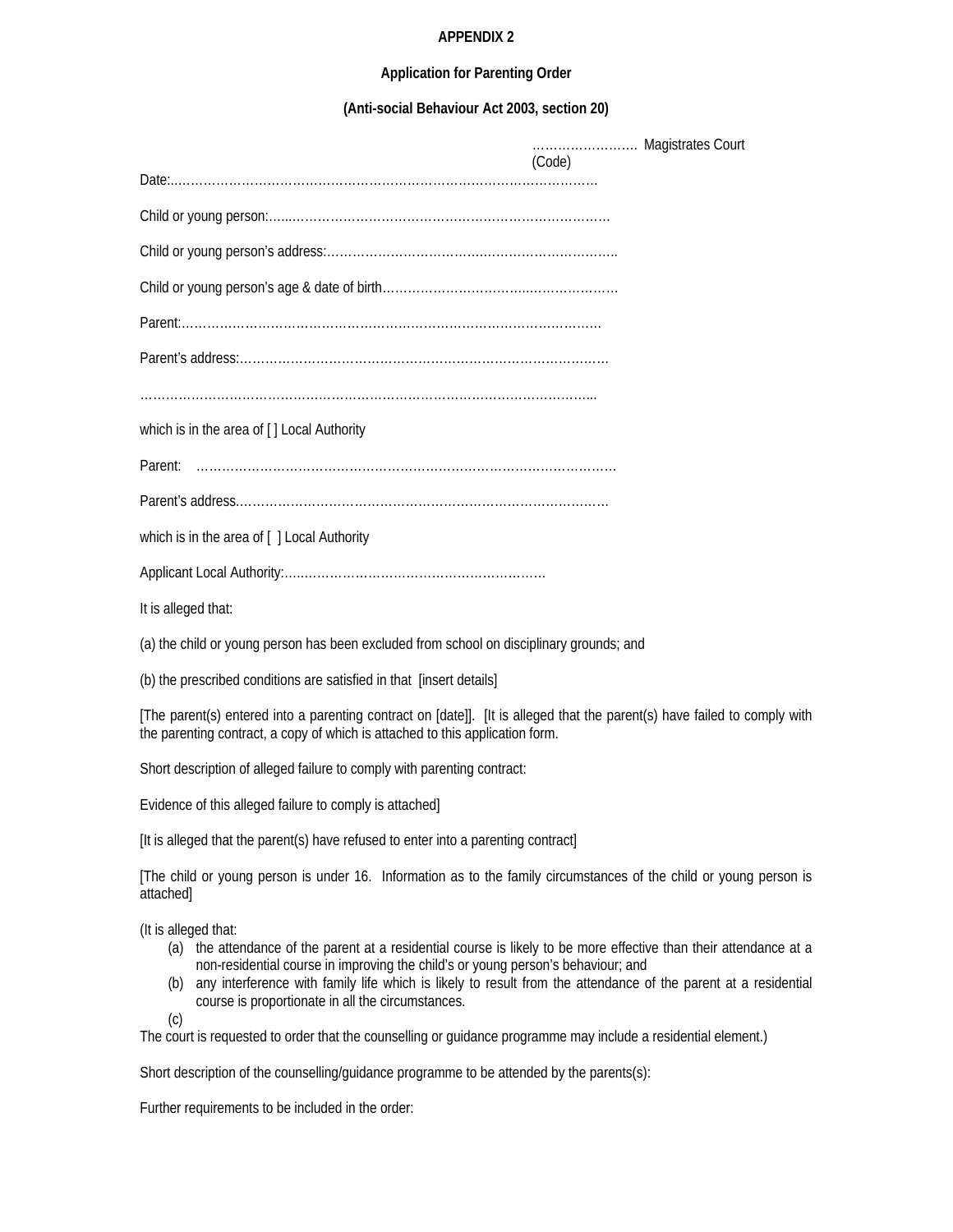**APPENDIX 2**

**Application for Parenting Order**

**(Anti-social Behaviour Act 2003, section 20)**

……………………. Magistrates Court
(Code)

Date:..………………………………………………………………………………………

Child or young person:…...……………………………………………………………………

Child or young person's address:…………………………….……………………………..

Child or young person's age & date of birth………………………….…..…………………

Parent:………………………………………………………………………………………

Parent's address:……………………………………………………………………………

…………………………………………………………………………………………………...

which is in the area of [ ] Local Authority

Parent: ………………………………………………………………………………………

Parent's address.……………………………………………………………………………

which is in the area of [ ] Local Authority

Applicant Local Authority:….……………………………………………………

It is alleged that:

(a) the child or young person has been excluded from school on disciplinary grounds; and

(b) the prescribed conditions are satisfied in that [insert details]

[The parent(s) entered into a parenting contract on [date]]. [It is alleged that the parent(s) have failed to comply with the parenting contract, a copy of which is attached to this application form.

Short description of alleged failure to comply with parenting contract:

Evidence of this alleged failure to comply is attached]

[It is alleged that the parent(s) have refused to enter into a parenting contract]

[The child or young person is under 16. Information as to the family circumstances of the child or young person is attached]

(It is alleged that:

(a) the attendance of the parent at a residential course is likely to be more effective than their attendance at a non-residential course in improving the child's or young person's behaviour; and
(b) any interference with family life which is likely to result from the attendance of the parent at a residential course is proportionate in all the circumstances.
(c)

The court is requested to order that the counselling or guidance programme may include a residential element.)

Short description of the counselling/guidance programme to be attended by the parents(s):

Further requirements to be included in the order: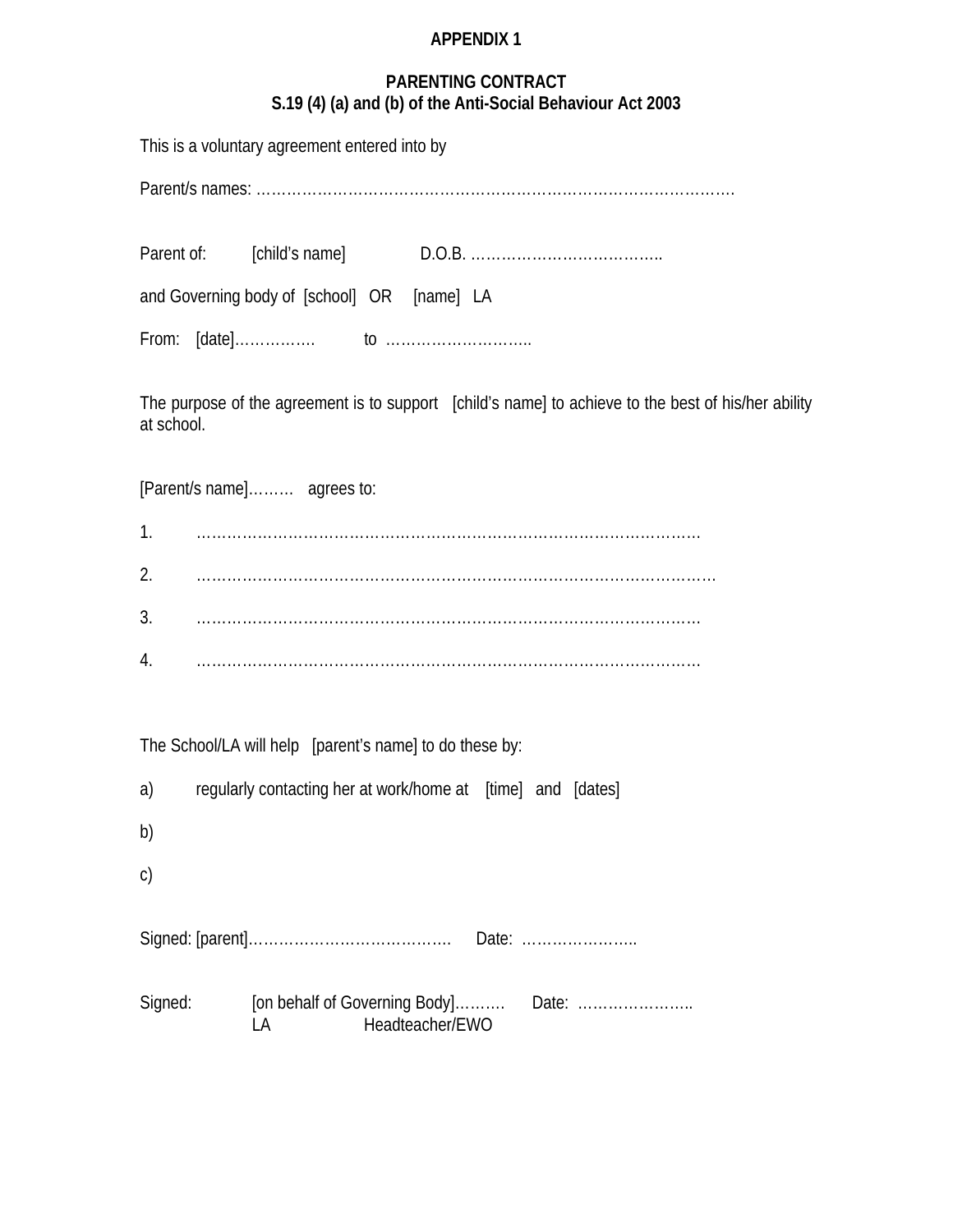**APPENDIX 1**

**PARENTING CONTRACT**
**S.19 (4) (a) and (b) of the Anti-Social Behaviour Act 2003**

This is a voluntary agreement entered into by

Parent/s names: ……………………………………………………………………………………….

Parent of: [child's name] D.O.B. ………………………………..

and Governing body of [school] OR [name] LA

From: [date]……………. to ………………………..

The purpose of the agreement is to support [child's name] to achieve to the best of his/her ability at school.

[Parent/s name]……… agrees to:

1. …………………………………………………………………………………………
2. ………………………………………………………………………………………….
3. …………………………………………………………………………………………
4. …………………………………………………………………………………………

The School/LA will help [parent's name] to do these by:

a) regularly contacting her at work/home at [time] and [dates]

b)

c)

Signed: [parent]…………………………………. Date: …………………..

Signed: [on behalf of Governing Body]……… Date: …………………..
LA Headteacher/EWO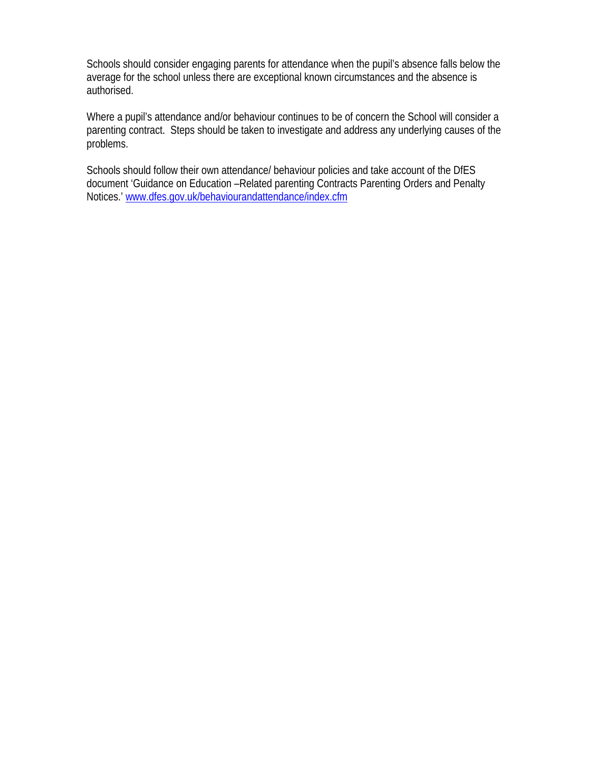Schools should consider engaging parents for attendance when the pupil's absence falls below the average for the school unless there are exceptional known circumstances and the absence is authorised.

Where a pupil's attendance and/or behaviour continues to be of concern the School will consider a parenting contract. Steps should be taken to investigate and address any underlying causes of the problems.

Schools should follow their own attendance/ behaviour policies and take account of the DfES document 'Guidance on Education –Related parenting Contracts Parenting Orders and Penalty Notices.' [www.dfes.gov.uk/behaviourandattendance/index.cfm](http://www.dfes.gov.uk/behaviourandattendance/index.cfm)